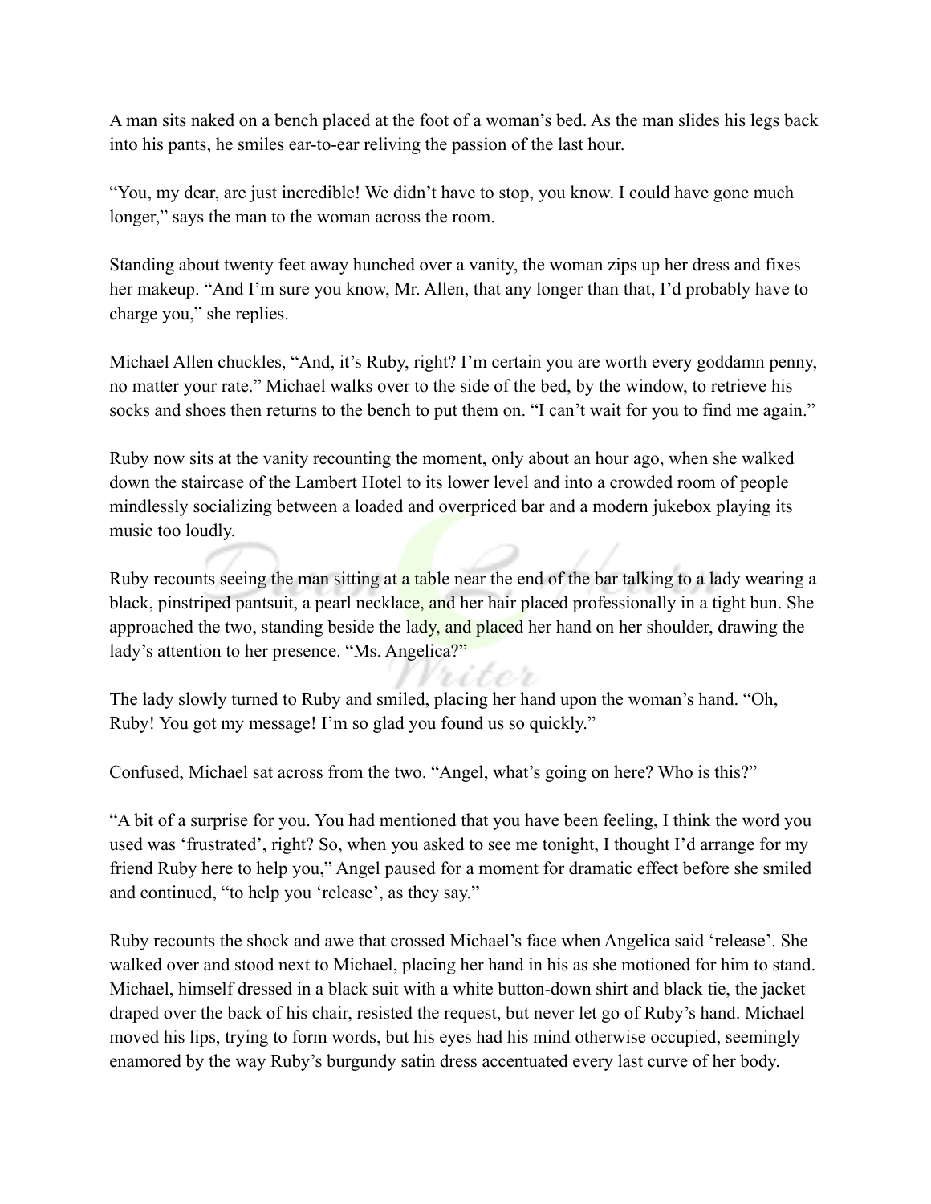A man sits naked on a bench placed at the foot of a woman's bed. As the man slides his legs back into his pants, he smiles ear-to-ear reliving the passion of the last hour.

"You, my dear, are just incredible! We didn't have to stop, you know. I could have gone much longer," says the man to the woman across the room.

Standing about twenty feet away hunched over a vanity, the woman zips up her dress and fixes her makeup. "And I'm sure you know, Mr. Allen, that any longer than that, I'd probably have to charge you," she replies.

Michael Allen chuckles, "And, it's Ruby, right? I'm certain you are worth every goddamn penny, no matter your rate." Michael walks over to the side of the bed, by the window, to retrieve his socks and shoes then returns to the bench to put them on. "I can't wait for you to find me again."

Ruby now sits at the vanity recounting the moment, only about an hour ago, when she walked down the staircase of the Lambert Hotel to its lower level and into a crowded room of people mindlessly socializing between a loaded and overpriced bar and a modern jukebox playing its music too loudly.

Ruby recounts seeing the man sitting at a table near the end of the bar talking to a lady wearing a black, pinstriped pantsuit, a pearl necklace, and her hair placed professionally in a tight bun. She approached the two, standing beside the lady, and placed her hand on her shoulder, drawing the lady's attention to her presence. "Ms. Angelica?"

The lady slowly turned to Ruby and smiled, placing her hand upon the woman's hand. "Oh, Ruby! You got my message! I'm so glad you found us so quickly."

Confused, Michael sat across from the two. "Angel, what's going on here? Who is this?"

"A bit of a surprise for you. You had mentioned that you have been feeling, I think the word you used was 'frustrated', right? So, when you asked to see me tonight, I thought I'd arrange for my friend Ruby here to help you," Angel paused for a moment for dramatic effect before she smiled and continued, "to help you 'release', as they say."

Ruby recounts the shock and awe that crossed Michael's face when Angelica said 'release'. She walked over and stood next to Michael, placing her hand in his as she motioned for him to stand. Michael, himself dressed in a black suit with a white button-down shirt and black tie, the jacket draped over the back of his chair, resisted the request, but never let go of Ruby's hand. Michael moved his lips, trying to form words, but his eyes had his mind otherwise occupied, seemingly enamored by the way Ruby's burgundy satin dress accentuated every last curve of her body.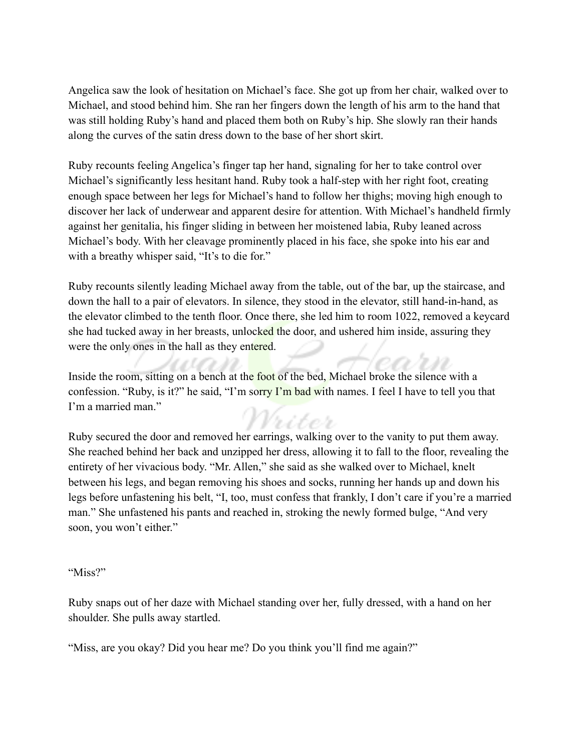Angelica saw the look of hesitation on Michael's face. She got up from her chair, walked over to Michael, and stood behind him. She ran her fingers down the length of his arm to the hand that was still holding Ruby's hand and placed them both on Ruby's hip. She slowly ran their hands along the curves of the satin dress down to the base of her short skirt.

Ruby recounts feeling Angelica's finger tap her hand, signaling for her to take control over Michael's significantly less hesitant hand. Ruby took a half-step with her right foot, creating enough space between her legs for Michael's hand to follow her thighs; moving high enough to discover her lack of underwear and apparent desire for attention. With Michael's handheld firmly against her genitalia, his finger sliding in between her moistened labia, Ruby leaned across Michael's body. With her cleavage prominently placed in his face, she spoke into his ear and with a breathy whisper said, "It's to die for."

Ruby recounts silently leading Michael away from the table, out of the bar, up the staircase, and down the hall to a pair of elevators. In silence, they stood in the elevator, still hand-in-hand, as the elevator climbed to the tenth floor. Once there, she led him to room 1022, removed a keycard she had tucked away in her breasts, unlocked the door, and ushered him inside, assuring they were the only ones in the hall as they entered.

Inside the room, sitting on a bench at the foot of the bed, Michael broke the silence with a confession. "Ruby, is it?" he said, "I'm sorry I'm bad with names. I feel I have to tell you that I'm a married man."

Ruby secured the door and removed her earrings, walking over to the vanity to put them away. She reached behind her back and unzipped her dress, allowing it to fall to the floor, revealing the entirety of her vivacious body. "Mr. Allen," she said as she walked over to Michael, knelt between his legs, and began removing his shoes and socks, running her hands up and down his legs before unfastening his belt, "I, too, must confess that frankly, I don't care if you're a married man." She unfastened his pants and reached in, stroking the newly formed bulge, "And very soon, you won't either."

"Miss?"

Ruby snaps out of her daze with Michael standing over her, fully dressed, with a hand on her shoulder. She pulls away startled.

"Miss, are you okay? Did you hear me? Do you think you'll find me again?"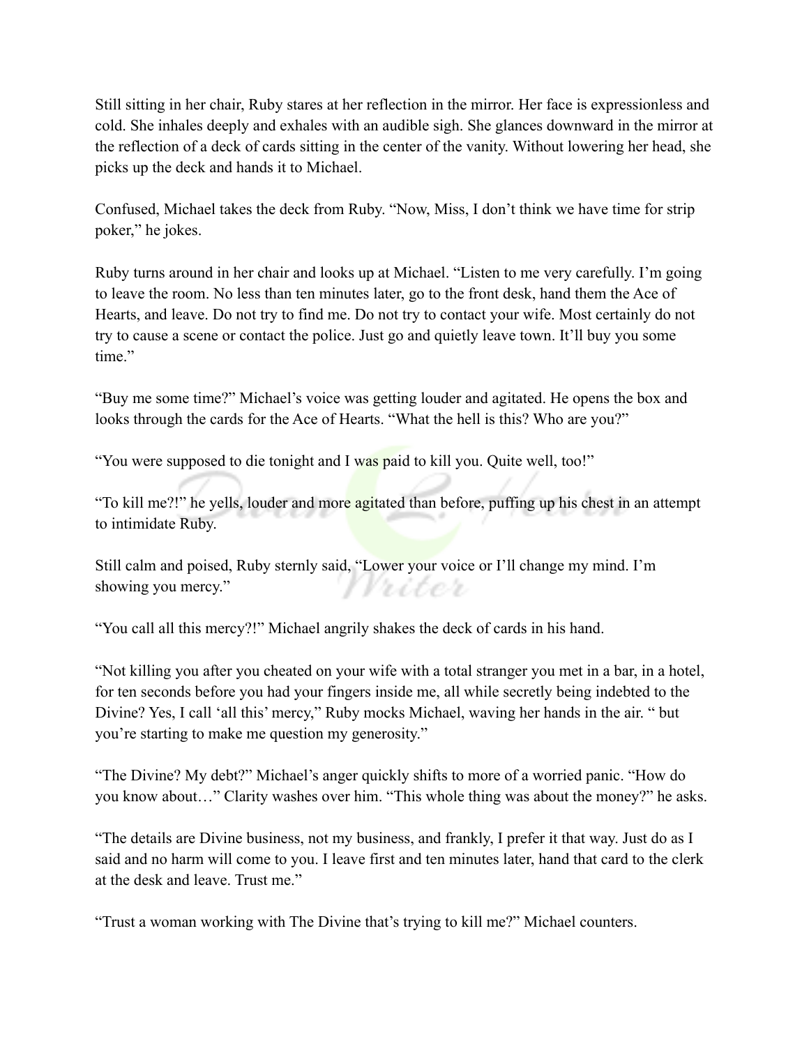Still sitting in her chair, Ruby stares at her reflection in the mirror. Her face is expressionless and cold. She inhales deeply and exhales with an audible sigh. She glances downward in the mirror at the reflection of a deck of cards sitting in the center of the vanity. Without lowering her head, she picks up the deck and hands it to Michael.

Confused, Michael takes the deck from Ruby. "Now, Miss, I don't think we have time for strip poker," he jokes.

Ruby turns around in her chair and looks up at Michael. "Listen to me very carefully. I'm going to leave the room. No less than ten minutes later, go to the front desk, hand them the Ace of Hearts, and leave. Do not try to find me. Do not try to contact your wife. Most certainly do not try to cause a scene or contact the police. Just go and quietly leave town. It'll buy you some time."

"Buy me some time?" Michael's voice was getting louder and agitated. He opens the box and looks through the cards for the Ace of Hearts. "What the hell is this? Who are you?"

"You were supposed to die tonight and I was paid to kill you. Quite well, too!"

"To kill me?!" he yells, louder and more agitated than before, puffing up his chest in an attempt to intimidate Ruby.

Still calm and poised, Ruby sternly said, "Lower your voice or I'll change my mind. I'm showing you mercy."

"You call all this mercy?!" Michael angrily shakes the deck of cards in his hand.

"Not killing you after you cheated on your wife with a total stranger you met in a bar, in a hotel, for ten seconds before you had your fingers inside me, all while secretly being indebted to the Divine? Yes, I call 'all this' mercy," Ruby mocks Michael, waving her hands in the air. " but you're starting to make me question my generosity."

"The Divine? My debt?" Michael's anger quickly shifts to more of a worried panic. "How do you know about…" Clarity washes over him. "This whole thing was about the money?" he asks.

"The details are Divine business, not my business, and frankly, I prefer it that way. Just do as I said and no harm will come to you. I leave first and ten minutes later, hand that card to the clerk at the desk and leave. Trust me."

"Trust a woman working with The Divine that's trying to kill me?" Michael counters.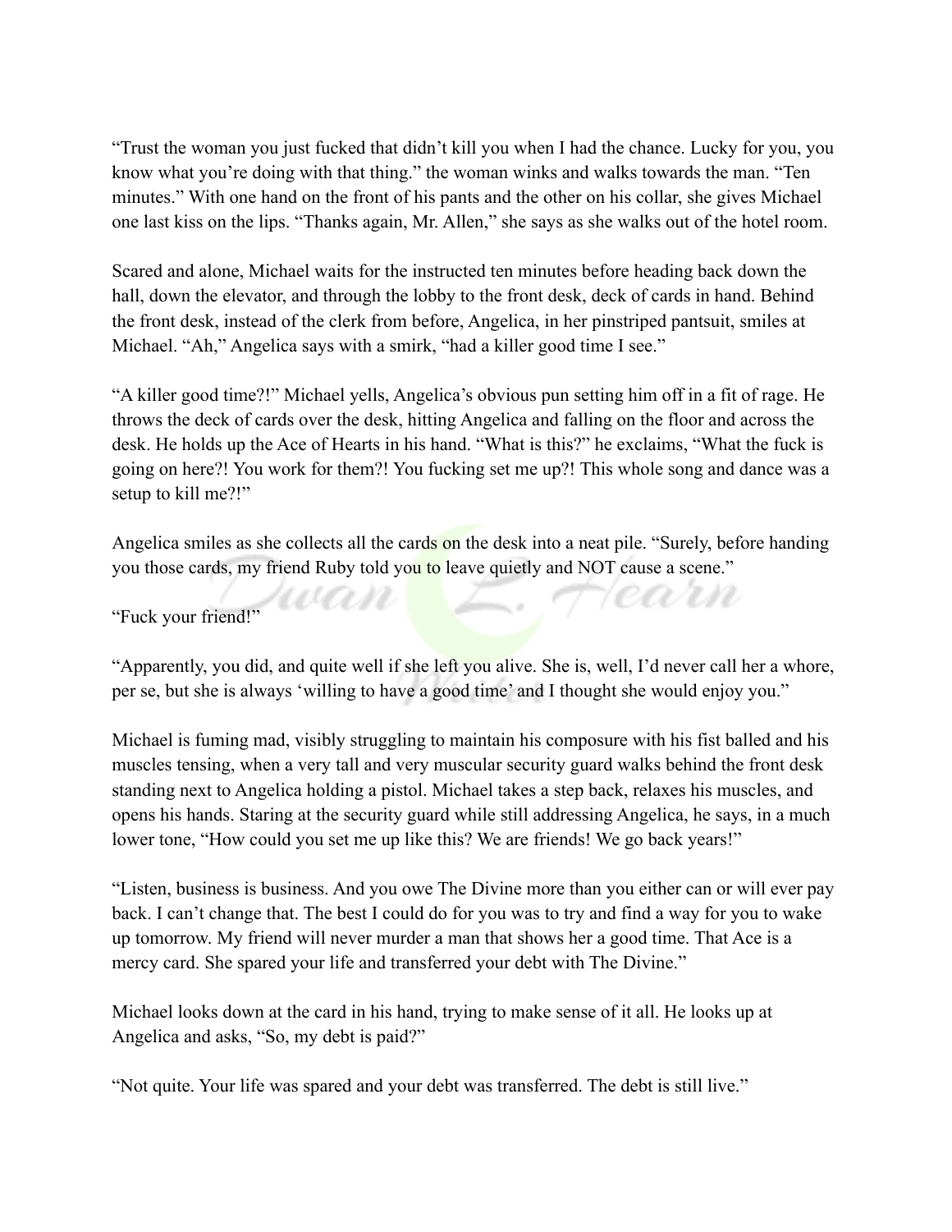"Trust the woman you just fucked that didn't kill you when I had the chance. Lucky for you, you know what you're doing with that thing." the woman winks and walks towards the man. "Ten minutes." With one hand on the front of his pants and the other on his collar, she gives Michael one last kiss on the lips. "Thanks again, Mr. Allen," she says as she walks out of the hotel room.

Scared and alone, Michael waits for the instructed ten minutes before heading back down the hall, down the elevator, and through the lobby to the front desk, deck of cards in hand. Behind the front desk, instead of the clerk from before, Angelica, in her pinstriped pantsuit, smiles at Michael. "Ah," Angelica says with a smirk, "had a killer good time I see."

"A killer good time?!" Michael yells, Angelica's obvious pun setting him off in a fit of rage. He throws the deck of cards over the desk, hitting Angelica and falling on the floor and across the desk. He holds up the Ace of Hearts in his hand. "What is this?" he exclaims, "What the fuck is going on here?! You work for them?! You fucking set me up?! This whole song and dance was a setup to kill me?!"

Angelica smiles as she collects all the cards on the desk into a neat pile. "Surely, before handing you those cards, my friend Ruby told you to leave quietly and NOT cause a scene."

"Fuck your friend!"

"Apparently, you did, and quite well if she left you alive. She is, well, I'd never call her a whore, per se, but she is always 'willing to have a good time' and I thought she would enjoy you."

Michael is fuming mad, visibly struggling to maintain his composure with his fist balled and his muscles tensing, when a very tall and very muscular security guard walks behind the front desk standing next to Angelica holding a pistol. Michael takes a step back, relaxes his muscles, and opens his hands. Staring at the security guard while still addressing Angelica, he says, in a much lower tone, "How could you set me up like this? We are friends! We go back years!"

"Listen, business is business. And you owe The Divine more than you either can or will ever pay back. I can't change that. The best I could do for you was to try and find a way for you to wake up tomorrow. My friend will never murder a man that shows her a good time. That Ace is a mercy card. She spared your life and transferred your debt with The Divine."

Michael looks down at the card in his hand, trying to make sense of it all. He looks up at Angelica and asks, "So, my debt is paid?"

"Not quite. Your life was spared and your debt was transferred. The debt is still live."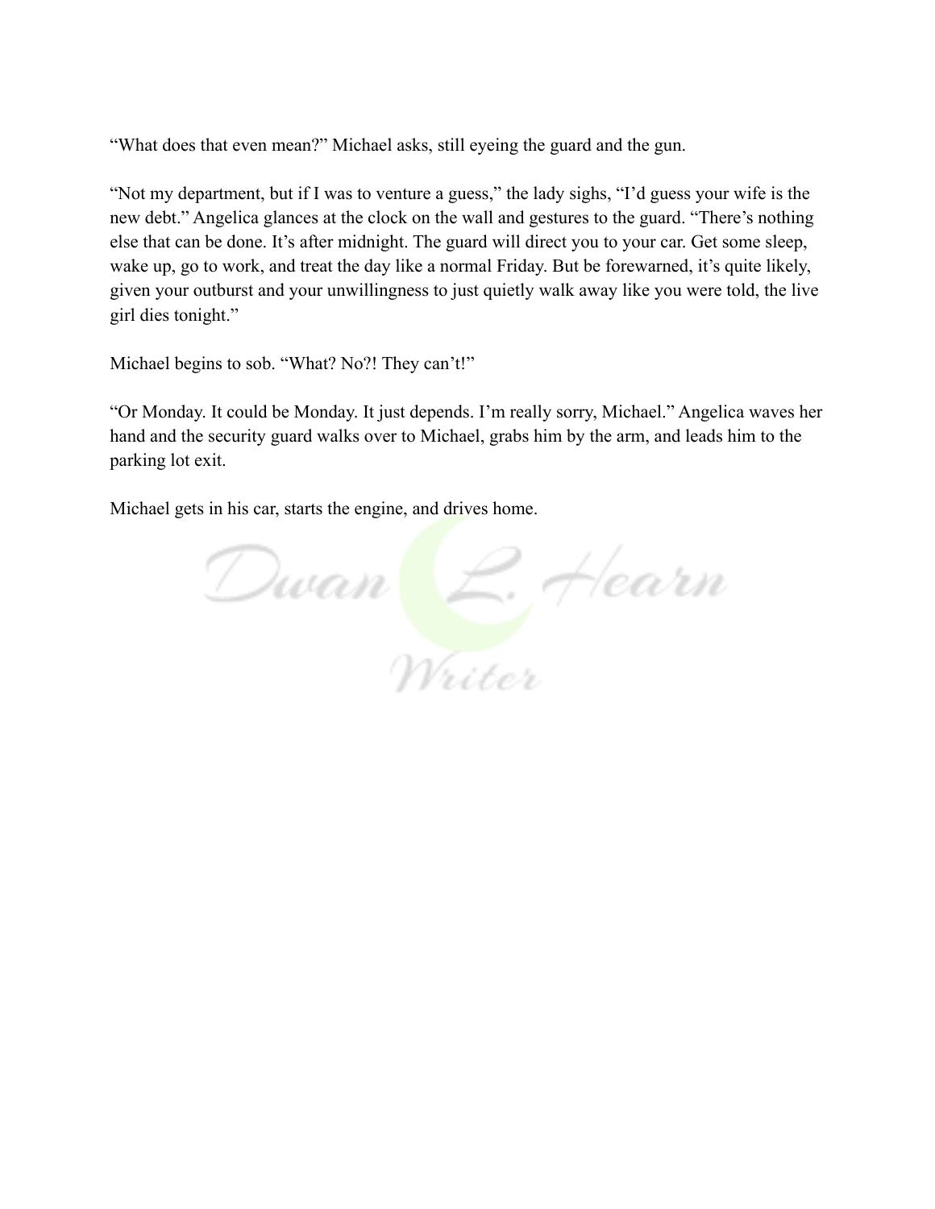"What does that even mean?" Michael asks, still eyeing the guard and the gun.

"Not my department, but if I was to venture a guess," the lady sighs, "I'd guess your wife is the new debt." Angelica glances at the clock on the wall and gestures to the guard. "There's nothing else that can be done. It's after midnight. The guard will direct you to your car. Get some sleep, wake up, go to work, and treat the day like a normal Friday. But be forewarned, it's quite likely, given your outburst and your unwillingness to just quietly walk away like you were told, the live girl dies tonight."

Michael begins to sob. "What? No?! They can't!"

"Or Monday. It could be Monday. It just depends. I'm really sorry, Michael." Angelica waves her hand and the security guard walks over to Michael, grabs him by the arm, and leads him to the parking lot exit.

Michael gets in his car, starts the engine, and drives home.